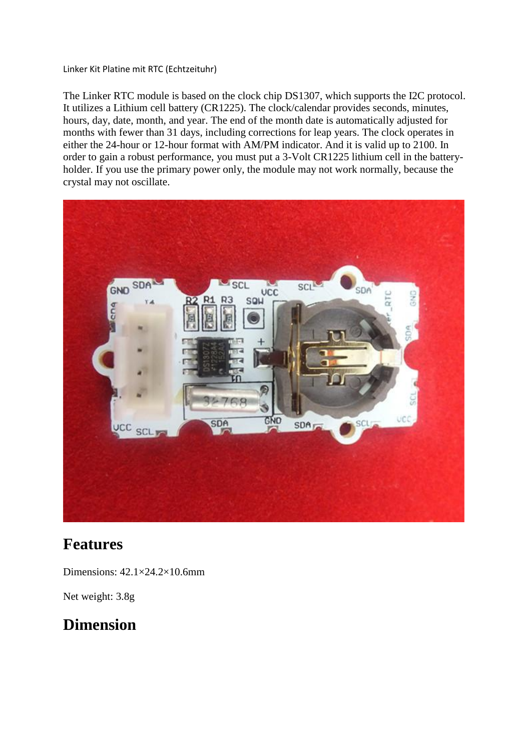Linker Kit Platine mit RTC (Echtzeituhr)

The Linker RTC module is based on the clock chip DS1307, which supports the I2C protocol. It utilizes a Lithium cell battery (CR1225). The clock/calendar provides seconds, minutes, hours, day, date, month, and year. The end of the month date is automatically adjusted for months with fewer than 31 days, including corrections for leap years. The clock operates in either the 24-hour or 12-hour format with AM/PM indicator. And it is valid up to 2100. In order to gain a robust performance, you must put a 3-Volt CR1225 lithium cell in the battery-holder. If you use the primary power only, the module may not work normally, because the crystal may not oscillate.

## Features

Dimensions: 42.1×24.2×10.6mm

Net weight: 3.8g

## Dimension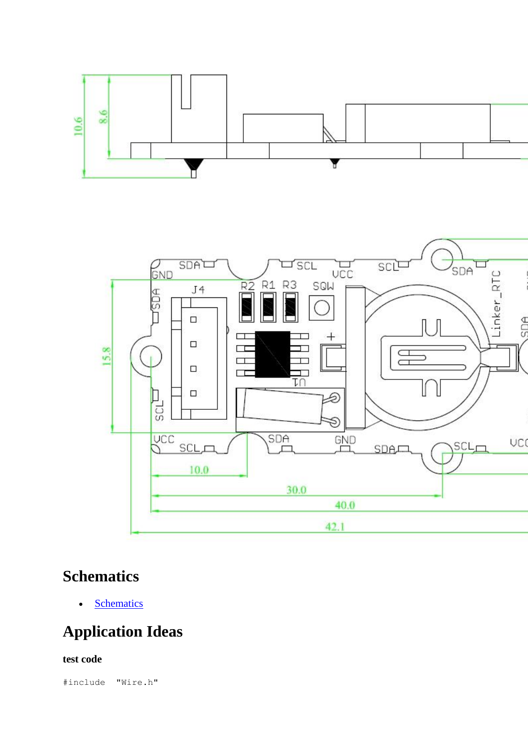## Schematics

- Schematics

## Application Ideas

**test code**

```
#include  "Wire.h"
```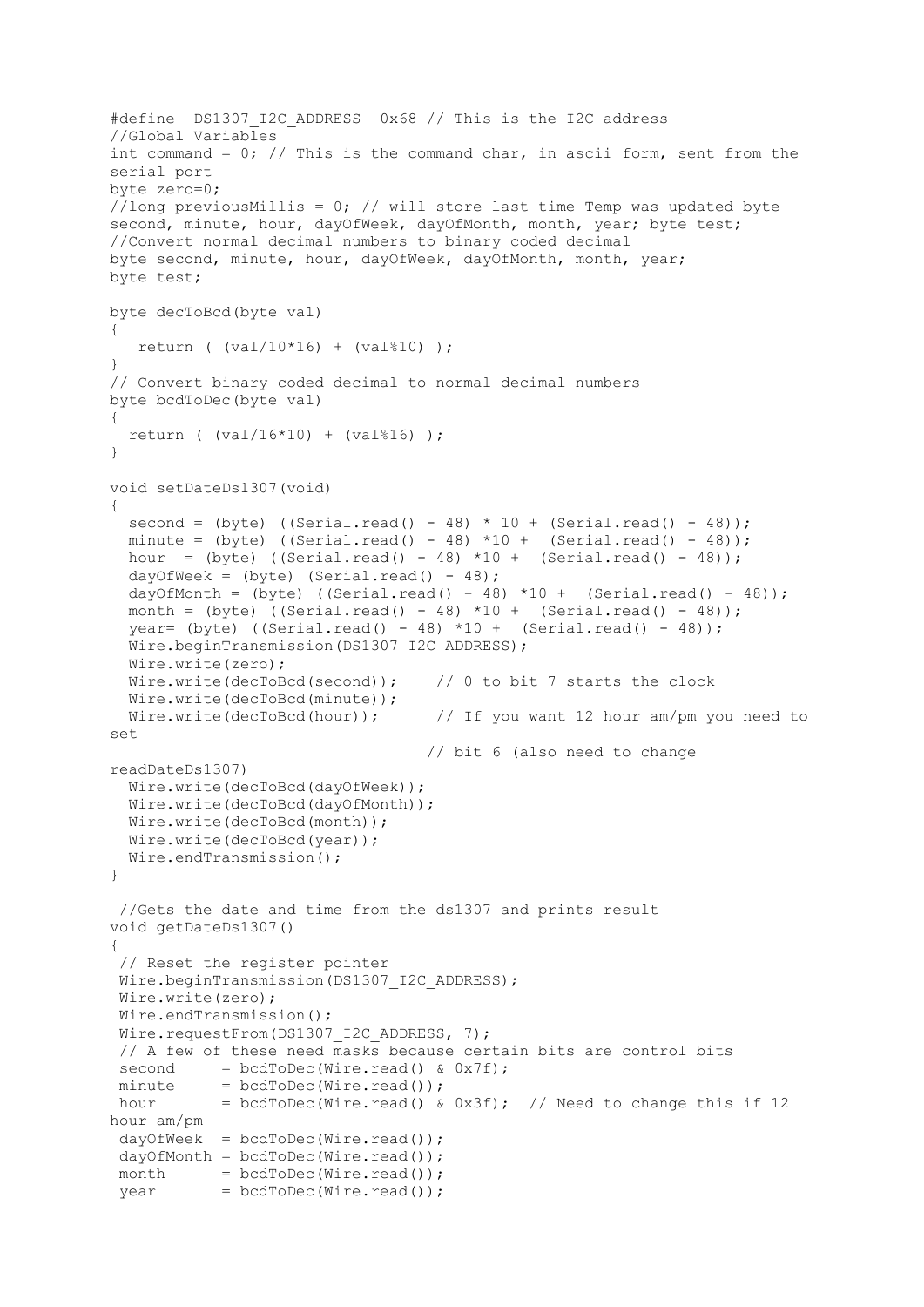```
#define  DS1307_I2C_ADDRESS  0x68 // This is the I2C address
//Global Variables
int command = 0; // This is the command char, in ascii form, sent from the
serial port
byte zero=0;
//long previousMillis = 0; // will store last time Temp was updated byte
second, minute, hour, dayOfWeek, dayOfMonth, month, year; byte test;
//Convert normal decimal numbers to binary coded decimal
byte second, minute, hour, dayOfWeek, dayOfMonth, month, year;
byte test;

byte decToBcd(byte val)
{
   return ( (val/10*16) + (val%10) );
}
// Convert binary coded decimal to normal decimal numbers
byte bcdToDec(byte val)
{
  return ( (val/16*10) + (val%16) );
}

void setDateDs1307(void)
{
  second = (byte) ((Serial.read() - 48) * 10 + (Serial.read() - 48));
  minute = (byte) ((Serial.read() - 48) *10 +  (Serial.read() - 48));
  hour  = (byte) ((Serial.read() - 48) *10 +  (Serial.read() - 48));
  dayOfWeek = (byte) (Serial.read() - 48);
  dayOfMonth = (byte) ((Serial.read() - 48) *10 +  (Serial.read() - 48));
  month = (byte) ((Serial.read() - 48) *10 +  (Serial.read() - 48));
  year= (byte) ((Serial.read() - 48) *10 +  (Serial.read() - 48));
  Wire.beginTransmission(DS1307_I2C_ADDRESS);
  Wire.write(zero);
  Wire.write(decToBcd(second));    // 0 to bit 7 starts the clock
  Wire.write(decToBcd(minute));
  Wire.write(decToBcd(hour));      // If you want 12 hour am/pm you need to
set
                                  // bit 6 (also need to change
readDateDs1307)
  Wire.write(decToBcd(dayOfWeek));
  Wire.write(decToBcd(dayOfMonth));
  Wire.write(decToBcd(month));
  Wire.write(decToBcd(year));
  Wire.endTransmission();
}

 //Gets the date and time from the ds1307 and prints result
void getDateDs1307()
{
 // Reset the register pointer
 Wire.beginTransmission(DS1307_I2C_ADDRESS);
 Wire.write(zero);
 Wire.endTransmission();
 Wire.requestFrom(DS1307_I2C_ADDRESS, 7);
 // A few of these need masks because certain bits are control bits
 second     = bcdToDec(Wire.read() & 0x7f);
 minute     = bcdToDec(Wire.read());
 hour       = bcdToDec(Wire.read() & 0x3f);  // Need to change this if 12
hour am/pm
 dayOfWeek  = bcdToDec(Wire.read());
 dayOfMonth = bcdToDec(Wire.read());
 month      = bcdToDec(Wire.read());
 year       = bcdToDec(Wire.read());
```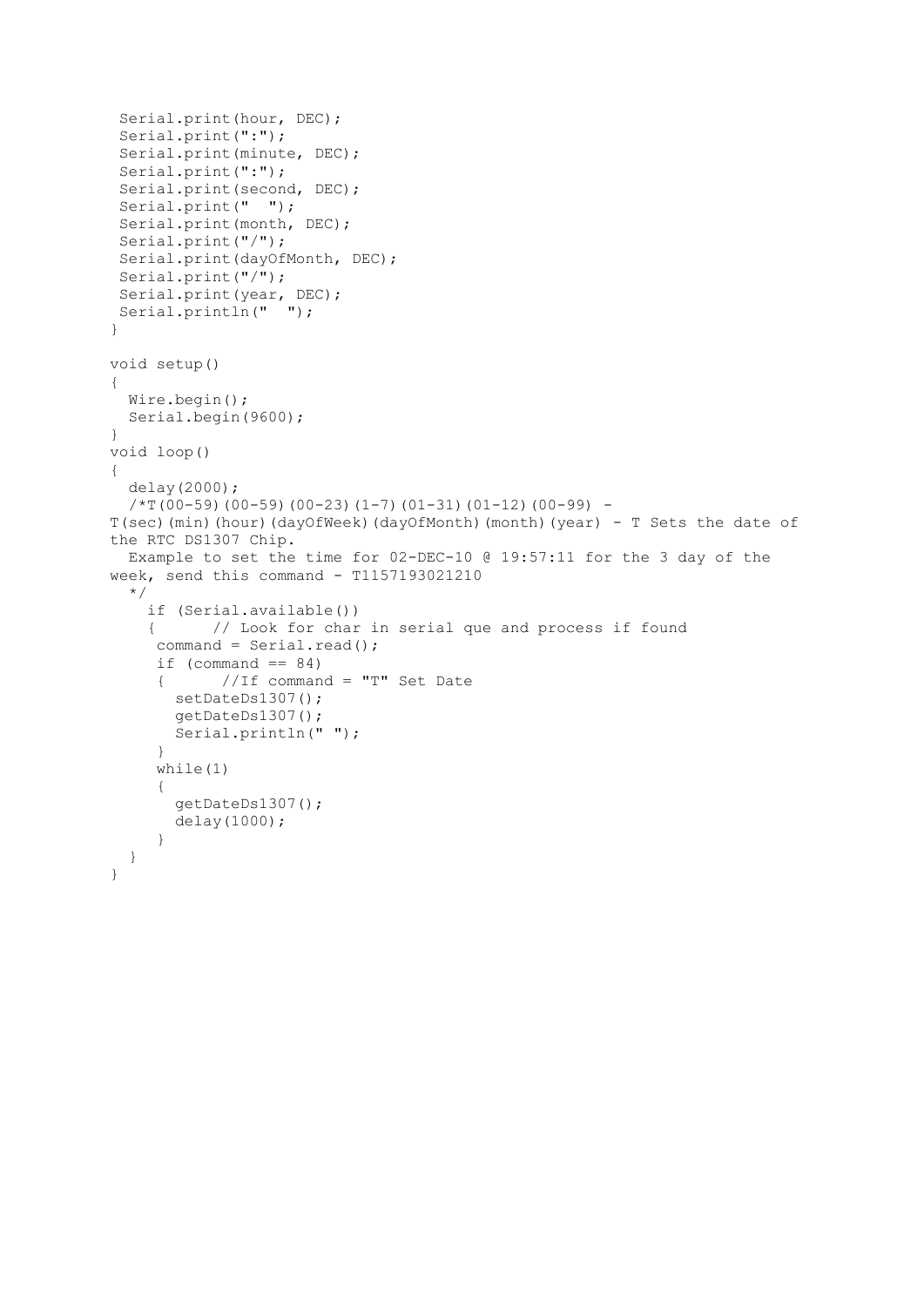```
 Serial.print(hour, DEC);
 Serial.print(":");
 Serial.print(minute, DEC);
 Serial.print(":");
 Serial.print(second, DEC);
 Serial.print("  ");
 Serial.print(month, DEC);
 Serial.print("/");
 Serial.print(dayOfMonth, DEC);
 Serial.print("/");
 Serial.print(year, DEC);
 Serial.println("  ");
}

void setup()
{
  Wire.begin();
  Serial.begin(9600);
}
void loop()
{
  delay(2000);
  /*T(00-59)(00-59)(00-23)(1-7)(01-31)(01-12)(00-99) -
T(sec)(min)(hour)(dayOfWeek)(dayOfMonth)(month)(year) - T Sets the date of
the RTC DS1307 Chip.
  Example to set the time for 02-DEC-10 @ 19:57:11 for the 3 day of the
week, send this command - T1157193021210
  */
    if (Serial.available())
    {      // Look for char in serial que and process if found
     command = Serial.read();
     if (command == 84)
     {      //If command = "T" Set Date
       setDateDs1307();
       getDateDs1307();
       Serial.println(" ");
     }
     while(1)
     {
       getDateDs1307();
       delay(1000);
     }
  }
}
```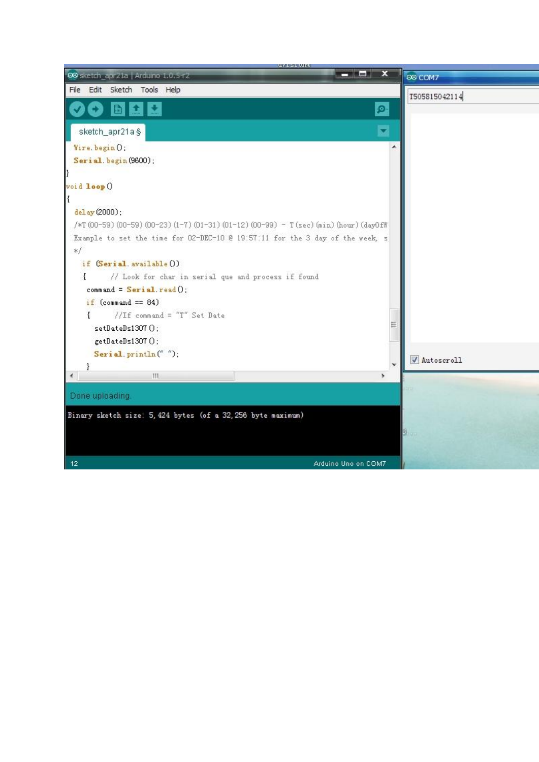sketch_apr21a | Arduino 1.0.5-r2

File Edit Sketch Tools Help

sketch_apr21a §

```
  Wire.begin();
  Serial.begin(9600);
}
void loop()
{
  delay(2000);
  /*T(00-59)(00-59)(00-23)(1-7)(01-31)(01-12)(00-99) - T(sec)(min)(hour)(dayOfW
  Example to set the time for 02-DEC-10 @ 19:57:11 for the 3 day of the week, s
  */
    if (Serial.available())
    {      // Look for char in serial que and process if found
     command = Serial.read();
     if (command == 84)
     {      //If command = "T" Set Date
       setDateDs1307();
       getDateDs1307();
       Serial.println(" ");
     }
```

Done uploading.

Binary sketch size: 5,424 bytes (of a 32,256 byte maximum)

12 Arduino Uno on COM7

COM7

T505815042114

Autoscroll